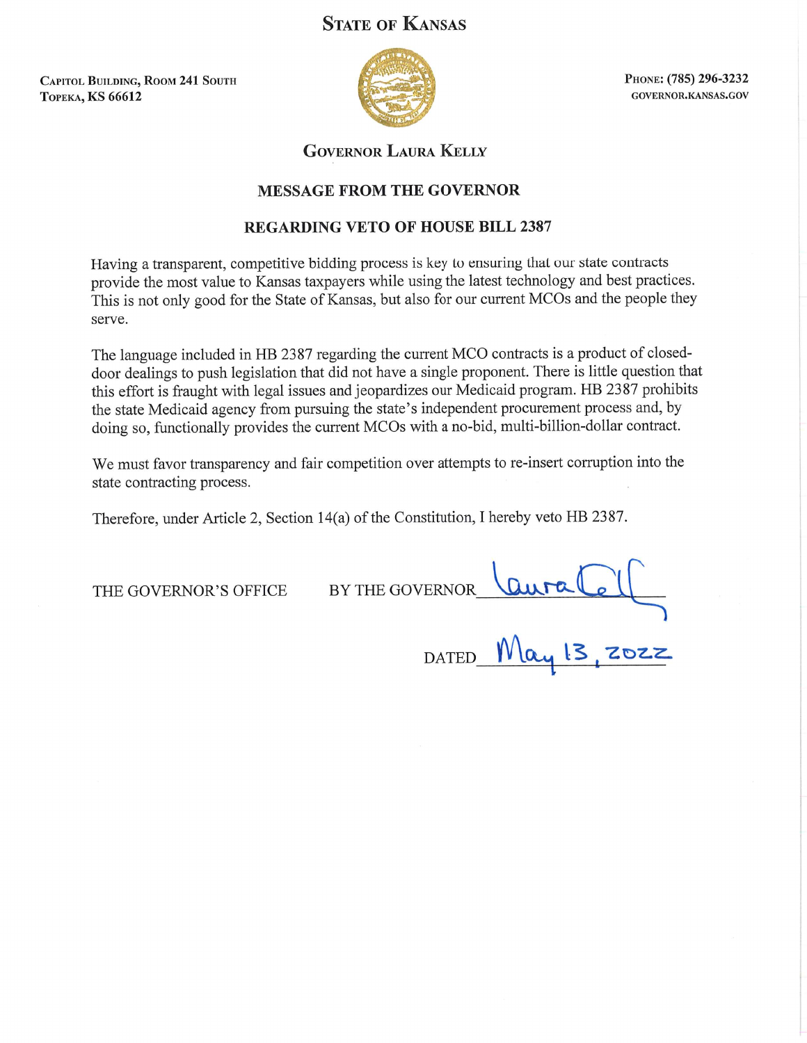# State of Kansas

Capitol Building, Room 241 South
Topeka, KS 66612

Phone: (785) 296-3232
governor.kansas.gov

## Governor Laura Kelly

### MESSAGE FROM THE GOVERNOR

### REGARDING VETO OF HOUSE BILL 2387

Having a transparent, competitive bidding process is key to ensuring that our state contracts provide the most value to Kansas taxpayers while using the latest technology and best practices. This is not only good for the State of Kansas, but also for our current MCOs and the people they serve.

The language included in HB 2387 regarding the current MCO contracts is a product of closed-door dealings to push legislation that did not have a single proponent. There is little question that this effort is fraught with legal issues and jeopardizes our Medicaid program. HB 2387 prohibits the state Medicaid agency from pursuing the state's independent procurement process and, by doing so, functionally provides the current MCOs with a no-bid, multi-billion-dollar contract.

We must favor transparency and fair competition over attempts to re-insert corruption into the state contracting process.

Therefore, under Article 2, Section 14(a) of the Constitution, I hereby veto HB 2387.

THE GOVERNOR'S OFFICE BY THE GOVERNOR Laura Kelly

DATED May 13, 2022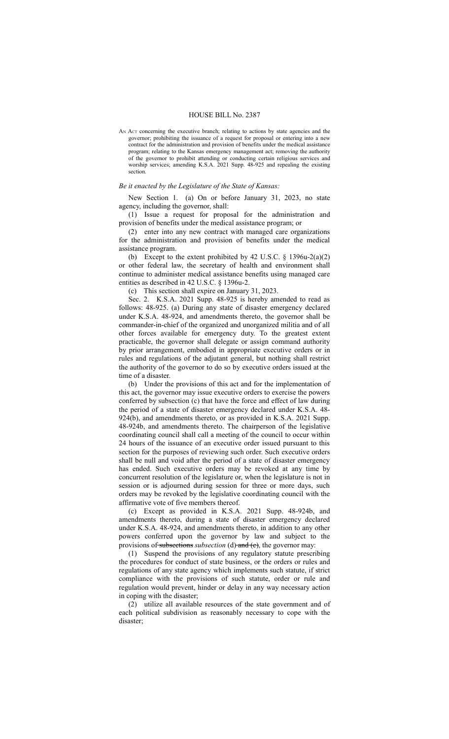# HOUSE BILL No. 2387

AN ACT concerning the executive branch; relating to actions by state agencies and the governor; prohibiting the issuance of a request for proposal or entering into a new contract for the administration and provision of benefits under the medical assistance program; relating to the Kansas emergency management act; removing the authority of the governor to prohibit attending or conducting certain religious services and worship services; amending K.S.A. 2021 Supp. 48-925 and repealing the existing section.

*Be it enacted by the Legislature of the State of Kansas:*

New Section 1. (a) On or before January 31, 2023, no state agency, including the governor, shall:

(1) Issue a request for proposal for the administration and provision of benefits under the medical assistance program; or

(2) enter into any new contract with managed care organizations for the administration and provision of benefits under the medical assistance program.

(b) Except to the extent prohibited by 42 U.S.C. § 1396u-2(a)(2) or other federal law, the secretary of health and environment shall continue to administer medical assistance benefits using managed care entities as described in 42 U.S.C. § 1396u-2.

(c) This section shall expire on January 31, 2023.

Sec. 2. K.S.A. 2021 Supp. 48-925 is hereby amended to read as follows: 48-925. (a) During any state of disaster emergency declared under K.S.A. 48-924, and amendments thereto, the governor shall be commander-in-chief of the organized and unorganized militia and of all other forces available for emergency duty. To the greatest extent practicable, the governor shall delegate or assign command authority by prior arrangement, embodied in appropriate executive orders or in rules and regulations of the adjutant general, but nothing shall restrict the authority of the governor to do so by executive orders issued at the time of a disaster.

(b) Under the provisions of this act and for the implementation of this act, the governor may issue executive orders to exercise the powers conferred by subsection (c) that have the force and effect of law during the period of a state of disaster emergency declared under K.S.A. 48-924(b), and amendments thereto, or as provided in K.S.A. 2021 Supp. 48-924b, and amendments thereto. The chairperson of the legislative coordinating council shall call a meeting of the council to occur within 24 hours of the issuance of an executive order issued pursuant to this section for the purposes of reviewing such order. Such executive orders shall be null and void after the period of a state of disaster emergency has ended. Such executive orders may be revoked at any time by concurrent resolution of the legislature or, when the legislature is not in session or is adjourned during session for three or more days, such orders may be revoked by the legislative coordinating council with the affirmative vote of five members thereof.

(c) Except as provided in K.S.A. 2021 Supp. 48-924b, and amendments thereto, during a state of disaster emergency declared under K.S.A. 48-924, and amendments thereto, in addition to any other powers conferred upon the governor by law and subject to the provisions of ~~subsections~~ *subsection* (d) ~~and (e)~~, the governor may:

(1) Suspend the provisions of any regulatory statute prescribing the procedures for conduct of state business, or the orders or rules and regulations of any state agency which implements such statute, if strict compliance with the provisions of such statute, order or rule and regulation would prevent, hinder or delay in any way necessary action in coping with the disaster;

(2) utilize all available resources of the state government and of each political subdivision as reasonably necessary to cope with the disaster;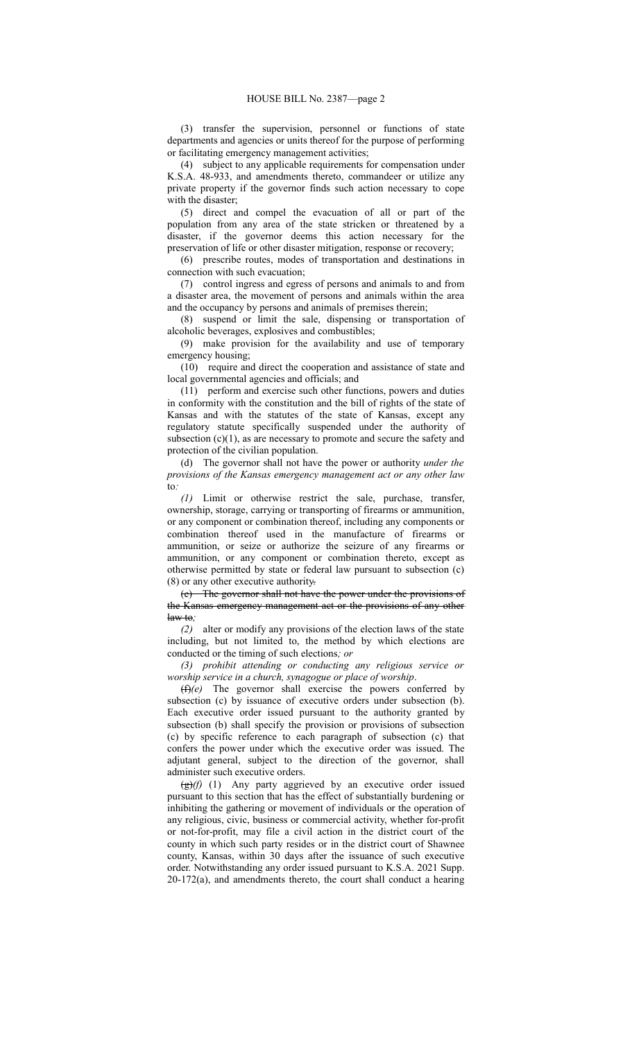(3) transfer the supervision, personnel or functions of state departments and agencies or units thereof for the purpose of performing or facilitating emergency management activities;

(4) subject to any applicable requirements for compensation under K.S.A. 48-933, and amendments thereto, commandeer or utilize any private property if the governor finds such action necessary to cope with the disaster;

(5) direct and compel the evacuation of all or part of the population from any area of the state stricken or threatened by a disaster, if the governor deems this action necessary for the preservation of life or other disaster mitigation, response or recovery;

(6) prescribe routes, modes of transportation and destinations in connection with such evacuation;

(7) control ingress and egress of persons and animals to and from a disaster area, the movement of persons and animals within the area and the occupancy by persons and animals of premises therein;

(8) suspend or limit the sale, dispensing or transportation of alcoholic beverages, explosives and combustibles;

(9) make provision for the availability and use of temporary emergency housing;

(10) require and direct the cooperation and assistance of state and local governmental agencies and officials; and

(11) perform and exercise such other functions, powers and duties in conformity with the constitution and the bill of rights of the state of Kansas and with the statutes of the state of Kansas, except any regulatory statute specifically suspended under the authority of subsection (c)(1), as are necessary to promote and secure the safety and protection of the civilian population.

(d) The governor shall not have the power or authority *under the provisions of the Kansas emergency management act or any other law* to*:*

*(1)* Limit or otherwise restrict the sale, purchase, transfer, ownership, storage, carrying or transporting of firearms or ammunition, or any component or combination thereof, including any components or combination thereof used in the manufacture of firearms or ammunition, or seize or authorize the seizure of any firearms or ammunition, or any component or combination thereto, except as otherwise permitted by state or federal law pursuant to subsection (c) (8) or any other executive authority~~.~~

~~(e) The governor shall not have the power under the provisions of the Kansas emergency management act or the provisions of any other law to~~*;*

*(2)* alter or modify any provisions of the election laws of the state including, but not limited to, the method by which elections are conducted or the timing of such elections*; or*

*(3) prohibit attending or conducting any religious service or worship service in a church, synagogue or place of worship*.

~~(f)~~*(e)* The governor shall exercise the powers conferred by subsection (c) by issuance of executive orders under subsection (b). Each executive order issued pursuant to the authority granted by subsection (b) shall specify the provision or provisions of subsection (c) by specific reference to each paragraph of subsection (c) that confers the power under which the executive order was issued. The adjutant general, subject to the direction of the governor, shall administer such executive orders.

~~(g)~~*(f)* (1) Any party aggrieved by an executive order issued pursuant to this section that has the effect of substantially burdening or inhibiting the gathering or movement of individuals or the operation of any religious, civic, business or commercial activity, whether for-profit or not-for-profit, may file a civil action in the district court of the county in which such party resides or in the district court of Shawnee county, Kansas, within 30 days after the issuance of such executive order. Notwithstanding any order issued pursuant to K.S.A. 2021 Supp. 20-172(a), and amendments thereto, the court shall conduct a hearing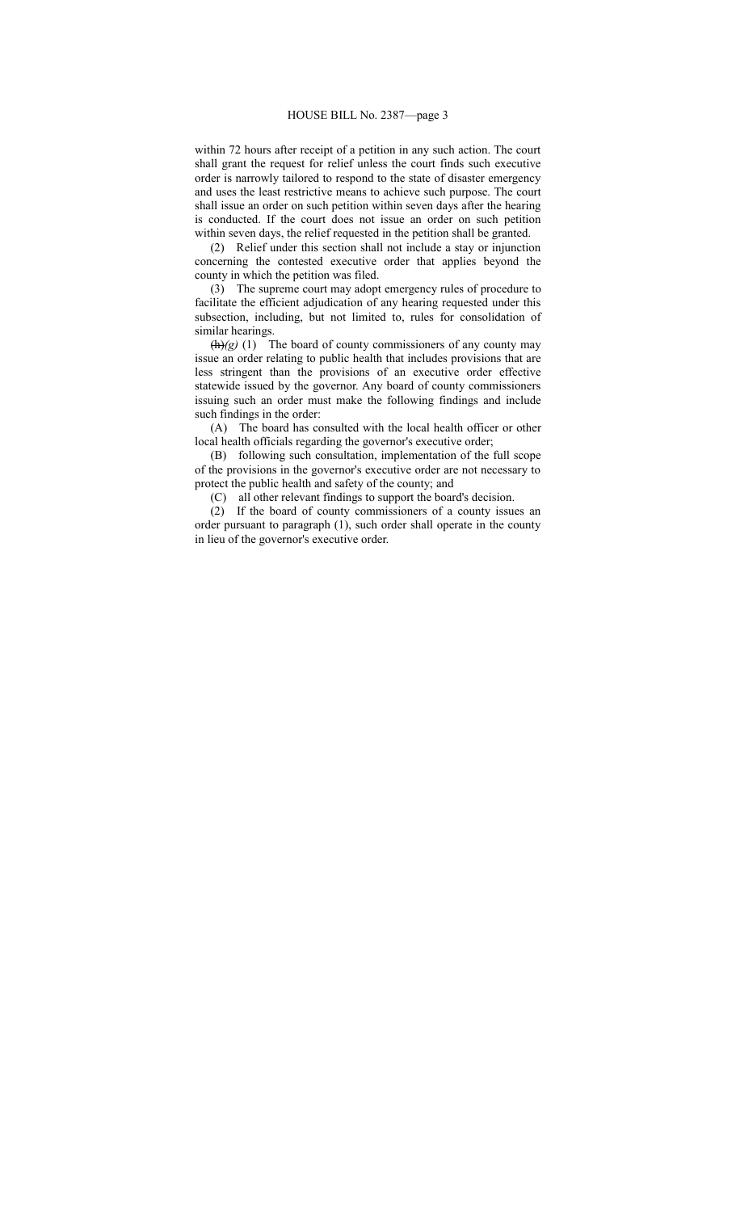within 72 hours after receipt of a petition in any such action. The court shall grant the request for relief unless the court finds such executive order is narrowly tailored to respond to the state of disaster emergency and uses the least restrictive means to achieve such purpose. The court shall issue an order on such petition within seven days after the hearing is conducted. If the court does not issue an order on such petition within seven days, the relief requested in the petition shall be granted.

(2) Relief under this section shall not include a stay or injunction concerning the contested executive order that applies beyond the county in which the petition was filed.

(3) The supreme court may adopt emergency rules of procedure to facilitate the efficient adjudication of any hearing requested under this subsection, including, but not limited to, rules for consolidation of similar hearings.

~~(h)~~*(g)* (1) The board of county commissioners of any county may issue an order relating to public health that includes provisions that are less stringent than the provisions of an executive order effective statewide issued by the governor. Any board of county commissioners issuing such an order must make the following findings and include such findings in the order:

(A) The board has consulted with the local health officer or other local health officials regarding the governor's executive order;

(B) following such consultation, implementation of the full scope of the provisions in the governor's executive order are not necessary to protect the public health and safety of the county; and

(C) all other relevant findings to support the board's decision.

(2) If the board of county commissioners of a county issues an order pursuant to paragraph (1), such order shall operate in the county in lieu of the governor's executive order.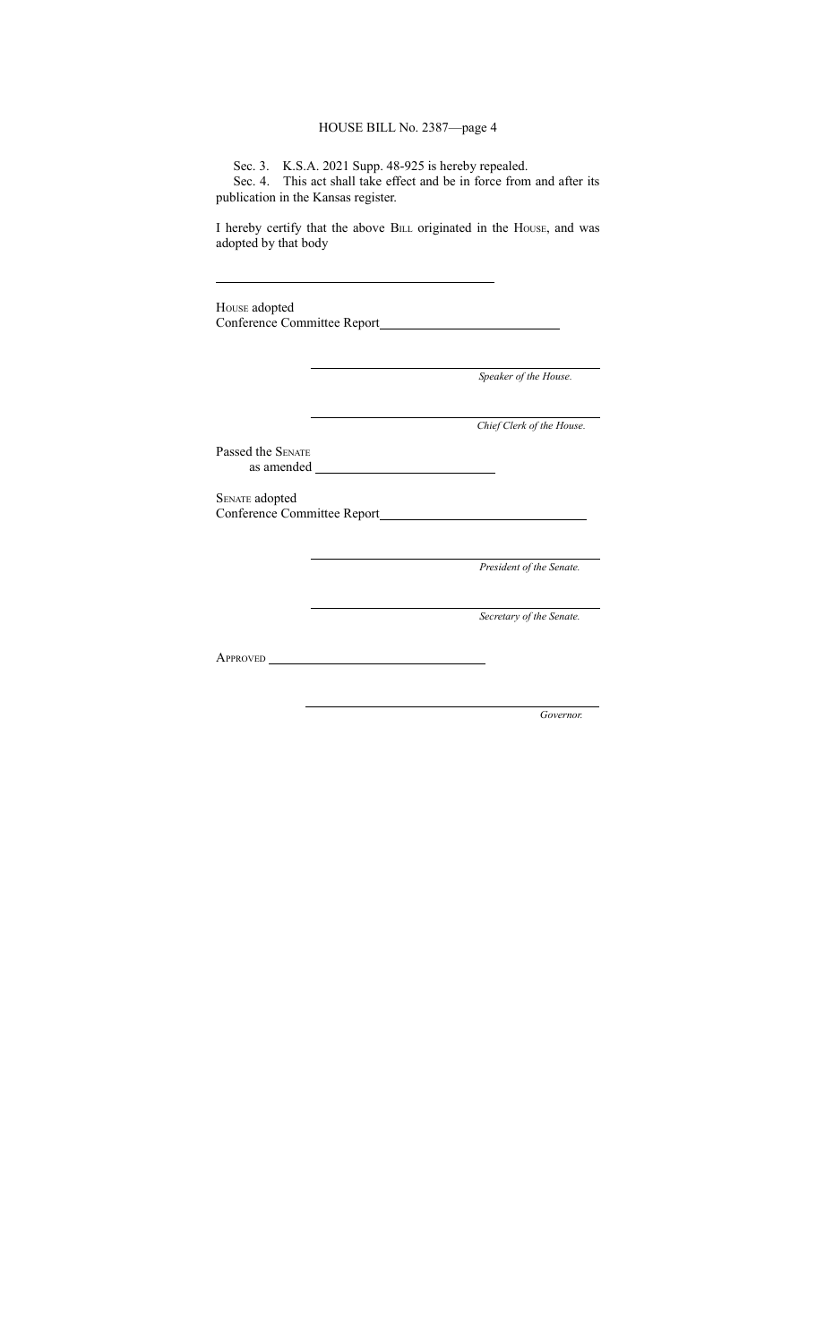Sec. 3. K.S.A. 2021 Supp. 48-925 is hereby repealed.

Sec. 4. This act shall take effect and be in force from and after its publication in the Kansas register.

I hereby certify that the above BILL originated in the HOUSE, and was adopted by that body

\_\_\_\_\_\_\_\_\_\_\_\_\_\_\_\_\_\_\_\_\_\_\_\_\_\_\_\_\_\_\_\_\_\_\_\_\_\_\_\_

HOUSE adopted
Conference Committee Report \_\_\_\_\_\_\_\_\_\_\_\_\_\_\_\_\_\_\_\_\_\_\_\_\_\_\_

\_\_\_\_\_\_\_\_\_\_\_\_\_\_\_\_\_\_\_\_\_\_\_\_\_\_\_\_\_\_\_\_\_\_\_\_
*Speaker of the House.*

\_\_\_\_\_\_\_\_\_\_\_\_\_\_\_\_\_\_\_\_\_\_\_\_\_\_\_\_\_\_\_\_\_\_\_\_
*Chief Clerk of the House.*

Passed the SENATE
as amended \_\_\_\_\_\_\_\_\_\_\_\_\_\_\_\_\_\_\_\_\_\_\_\_\_\_\_

SENATE adopted
Conference Committee Report \_\_\_\_\_\_\_\_\_\_\_\_\_\_\_\_\_\_\_\_\_\_\_\_\_\_\_\_\_\_\_

\_\_\_\_\_\_\_\_\_\_\_\_\_\_\_\_\_\_\_\_\_\_\_\_\_\_\_\_\_\_\_\_\_\_\_\_
*President of the Senate.*

\_\_\_\_\_\_\_\_\_\_\_\_\_\_\_\_\_\_\_\_\_\_\_\_\_\_\_\_\_\_\_\_\_\_\_\_
*Secretary of the Senate.*

APPROVED \_\_\_\_\_\_\_\_\_\_\_\_\_\_\_\_\_\_\_\_\_\_\_\_\_\_\_\_\_\_\_\_\_\_

\_\_\_\_\_\_\_\_\_\_\_\_\_\_\_\_\_\_\_\_\_\_\_\_\_\_\_\_\_\_\_\_\_\_\_\_
*Governor.*